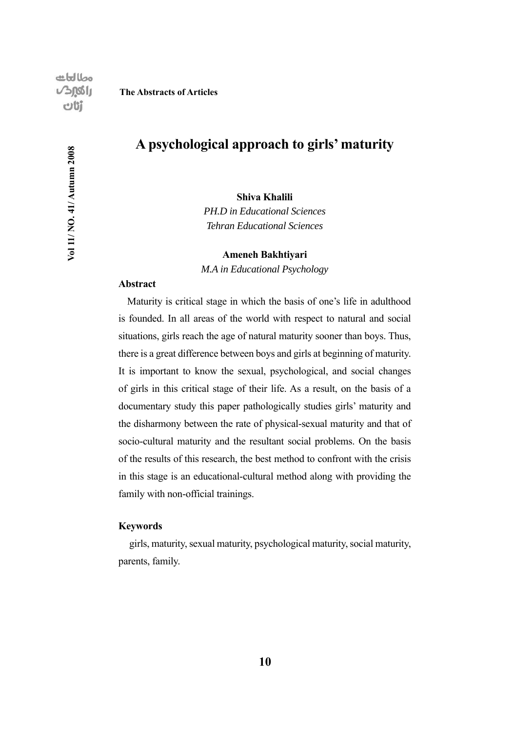# A psychological approach to girls' maturity

**Shiva Khalili**
*PH.D in Educational Sciences*
*Tehran Educational Sciences*

**Ameneh Bakhtiyari**
*M.A in Educational Psychology*

## Abstract

Maturity is critical stage in which the basis of one's life in adulthood is founded. In all areas of the world with respect to natural and social situations, girls reach the age of natural maturity sooner than boys. Thus, there is a great difference between boys and girls at beginning of maturity. It is important to know the sexual, psychological, and social changes of girls in this critical stage of their life. As a result, on the basis of a documentary study this paper pathologically studies girls' maturity and the disharmony between the rate of physical-sexual maturity and that of socio-cultural maturity and the resultant social problems. On the basis of the results of this research, the best method to confront with the crisis in this stage is an educational-cultural method along with providing the family with non-official trainings.

## Keywords

girls, maturity, sexual maturity, psychological maturity, social maturity, parents, family.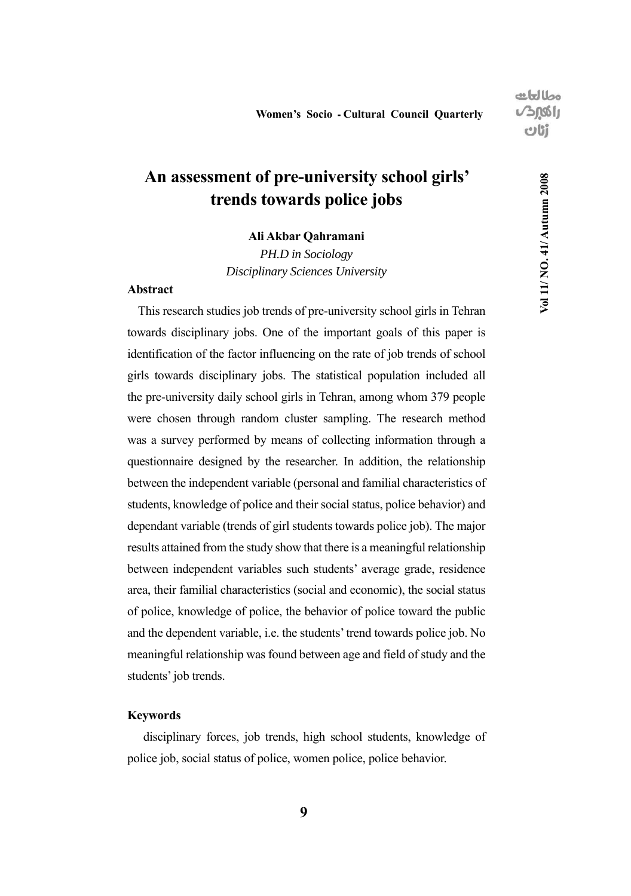# An assessment of pre-university school girls' trends towards police jobs

**Ali Akbar Qahramani**

*PH.D in Sociology*

*Disciplinary Sciences University*

**Abstract**

This research studies job trends of pre-university school girls in Tehran towards disciplinary jobs. One of the important goals of this paper is identification of the factor influencing on the rate of job trends of school girls towards disciplinary jobs. The statistical population included all the pre-university daily school girls in Tehran, among whom 379 people were chosen through random cluster sampling. The research method was a survey performed by means of collecting information through a questionnaire designed by the researcher. In addition, the relationship between the independent variable (personal and familial characteristics of students, knowledge of police and their social status, police behavior) and dependant variable (trends of girl students towards police job). The major results attained from the study show that there is a meaningful relationship between independent variables such students' average grade, residence area, their familial characteristics (social and economic), the social status of police, knowledge of police, the behavior of police toward the public and the dependent variable, i.e. the students' trend towards police job. No meaningful relationship was found between age and field of study and the students' job trends.

**Keywords**

disciplinary forces, job trends, high school students, knowledge of police job, social status of police, women police, police behavior.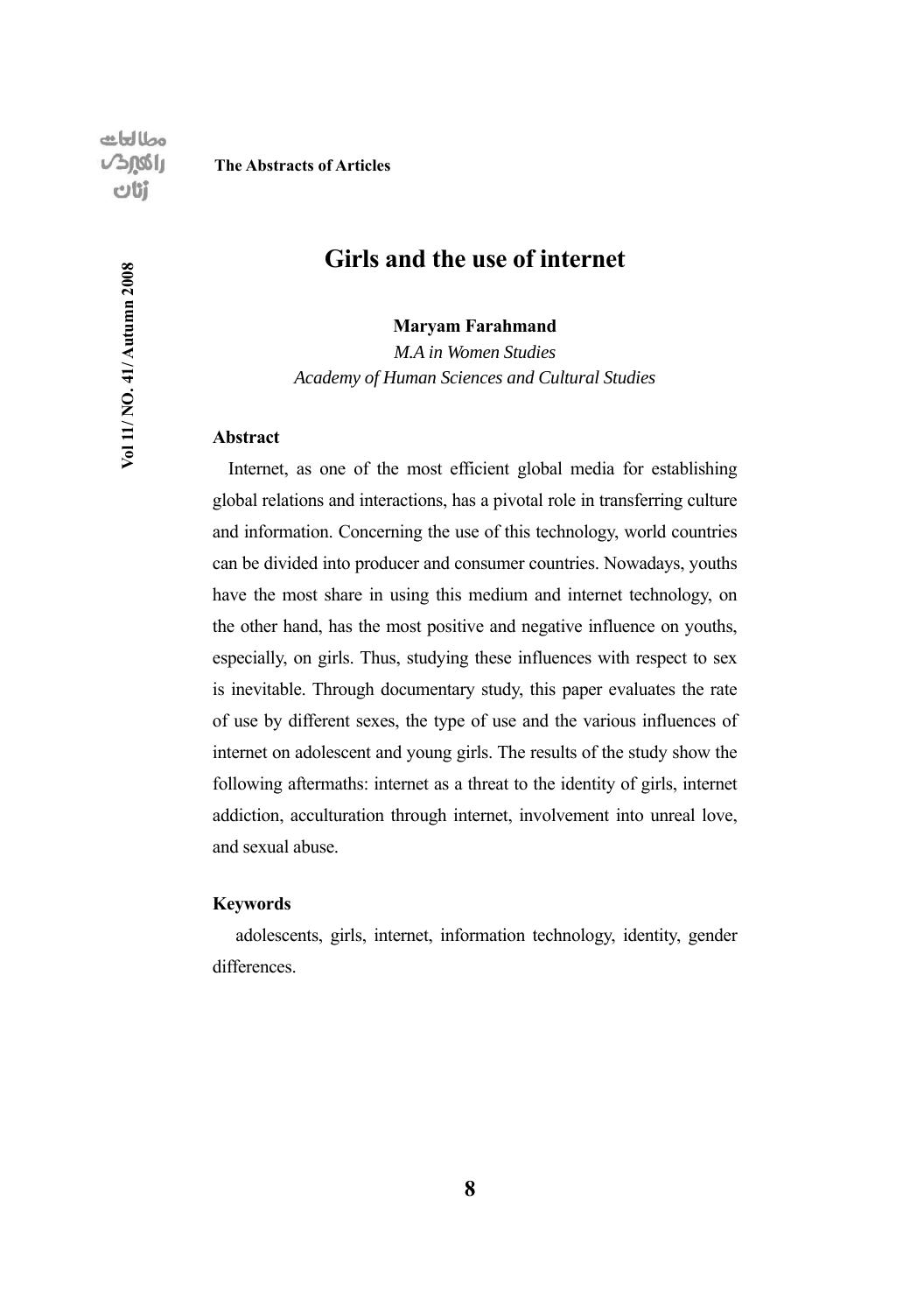# Girls and the use of internet

**Maryam Farahmand**

*M.A in Women Studies*

*Academy of Human Sciences and Cultural Studies*

**Abstract**

Internet, as one of the most efficient global media for establishing global relations and interactions, has a pivotal role in transferring culture and information. Concerning the use of this technology, world countries can be divided into producer and consumer countries. Nowadays, youths have the most share in using this medium and internet technology, on the other hand, has the most positive and negative influence on youths, especially, on girls. Thus, studying these influences with respect to sex is inevitable. Through documentary study, this paper evaluates the rate of use by different sexes, the type of use and the various influences of internet on adolescent and young girls. The results of the study show the following aftermaths: internet as a threat to the identity of girls, internet addiction, acculturation through internet, involvement into unreal love, and sexual abuse.

**Keywords**

adolescents, girls, internet, information technology, identity, gender differences.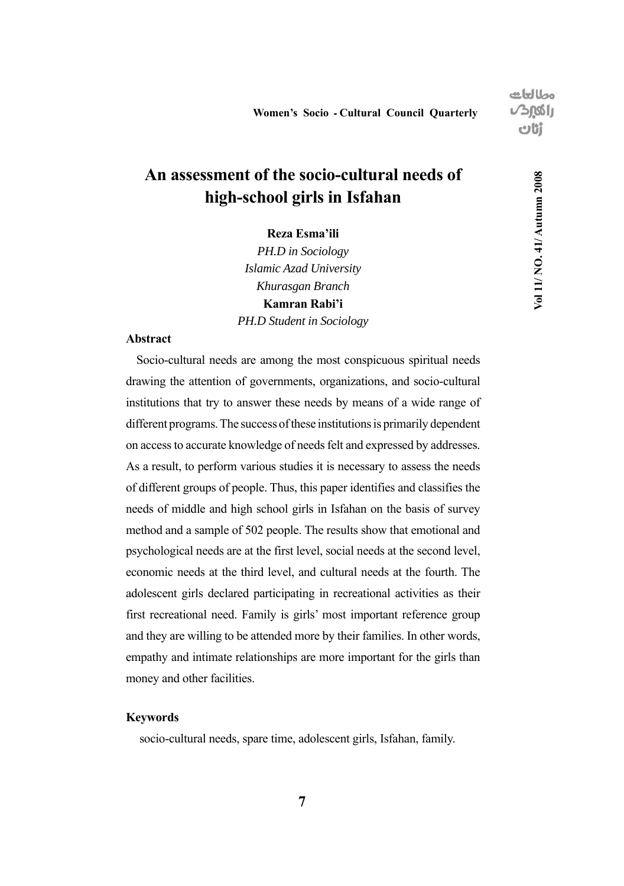# An assessment of the socio-cultural needs of high-school girls in Isfahan

**Reza Esma'ili**
*PH.D in Sociology*
*Islamic Azad University*
*Khurasgan Branch*
**Kamran Rabi'i**
*PH.D Student in Sociology*

## Abstract

Socio-cultural needs are among the most conspicuous spiritual needs drawing the attention of governments, organizations, and socio-cultural institutions that try to answer these needs by means of a wide range of different programs. The success of these institutions is primarily dependent on access to accurate knowledge of needs felt and expressed by addresses. As a result, to perform various studies it is necessary to assess the needs of different groups of people. Thus, this paper identifies and classifies the needs of middle and high school girls in Isfahan on the basis of survey method and a sample of 502 people. The results show that emotional and psychological needs are at the first level, social needs at the second level, economic needs at the third level, and cultural needs at the fourth. The adolescent girls declared participating in recreational activities as their first recreational need. Family is girls' most important reference group and they are willing to be attended more by their families. In other words, empathy and intimate relationships are more important for the girls than money and other facilities.

## Keywords

socio-cultural needs, spare time, adolescent girls, Isfahan, family.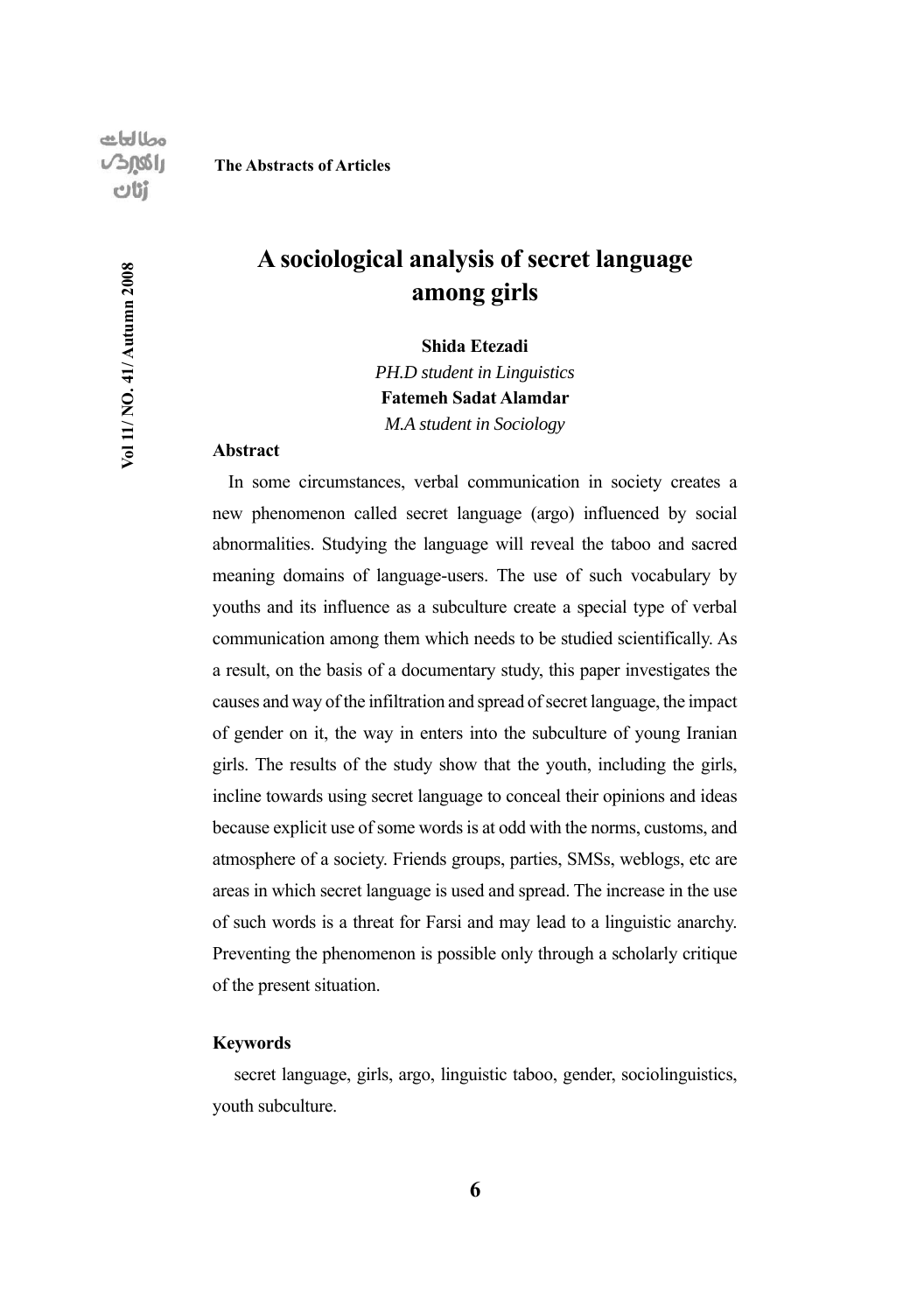# A sociological analysis of secret language among girls

**Shida Etezadi**
*PH.D student in Linguistics*
**Fatemeh Sadat Alamdar**
*M.A student in Sociology*

**Abstract**

In some circumstances, verbal communication in society creates a new phenomenon called secret language (argo) influenced by social abnormalities. Studying the language will reveal the taboo and sacred meaning domains of language-users. The use of such vocabulary by youths and its influence as a subculture create a special type of verbal communication among them which needs to be studied scientifically. As a result, on the basis of a documentary study, this paper investigates the causes and way of the infiltration and spread of secret language, the impact of gender on it, the way in enters into the subculture of young Iranian girls. The results of the study show that the youth, including the girls, incline towards using secret language to conceal their opinions and ideas because explicit use of some words is at odd with the norms, customs, and atmosphere of a society. Friends groups, parties, SMSs, weblogs, etc are areas in which secret language is used and spread. The increase in the use of such words is a threat for Farsi and may lead to a linguistic anarchy. Preventing the phenomenon is possible only through a scholarly critique of the present situation.

**Keywords**

secret language, girls, argo, linguistic taboo, gender, sociolinguistics, youth subculture.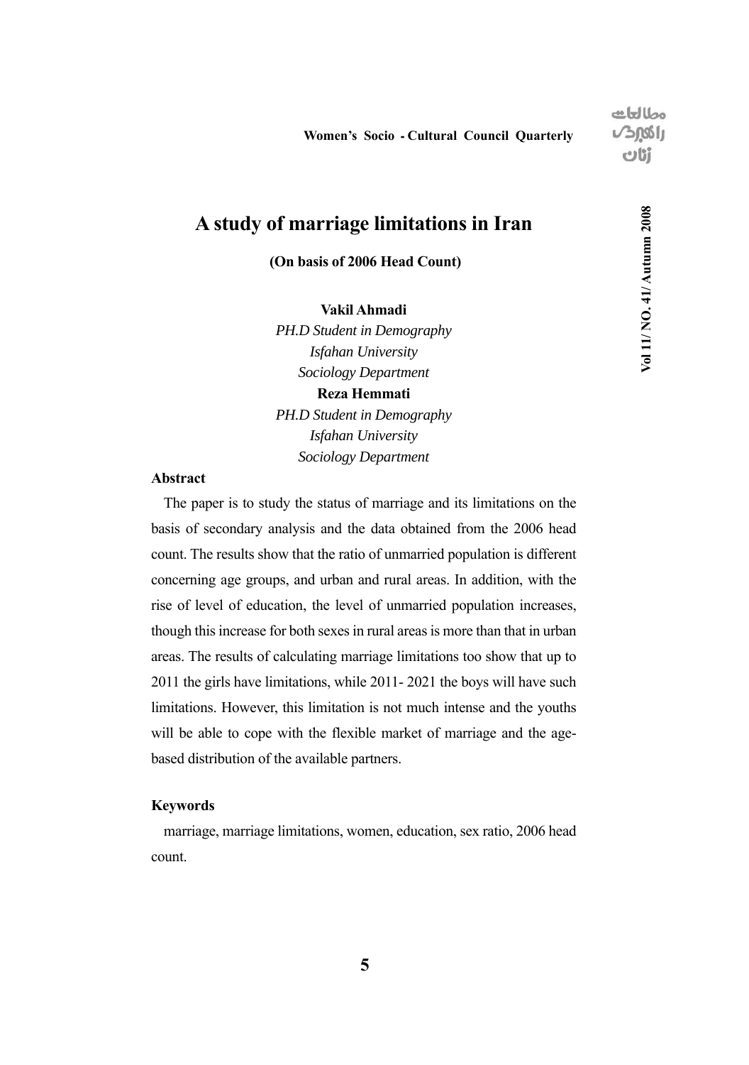# A study of marriage limitations in Iran

**(On basis of 2006 Head Count)**

**Vakil Ahmadi**
*PH.D Student in Demography*
*Isfahan University*
*Sociology Department*

**Reza Hemmati**
*PH.D Student in Demography*
*Isfahan University*
*Sociology Department*

**Abstract**

The paper is to study the status of marriage and its limitations on the basis of secondary analysis and the data obtained from the 2006 head count. The results show that the ratio of unmarried population is different concerning age groups, and urban and rural areas. In addition, with the rise of level of education, the level of unmarried population increases, though this increase for both sexes in rural areas is more than that in urban areas. The results of calculating marriage limitations too show that up to 2011 the girls have limitations, while 2011- 2021 the boys will have such limitations. However, this limitation is not much intense and the youths will be able to cope with the flexible market of marriage and the age-based distribution of the available partners.

**Keywords**

marriage, marriage limitations, women, education, sex ratio, 2006 head count.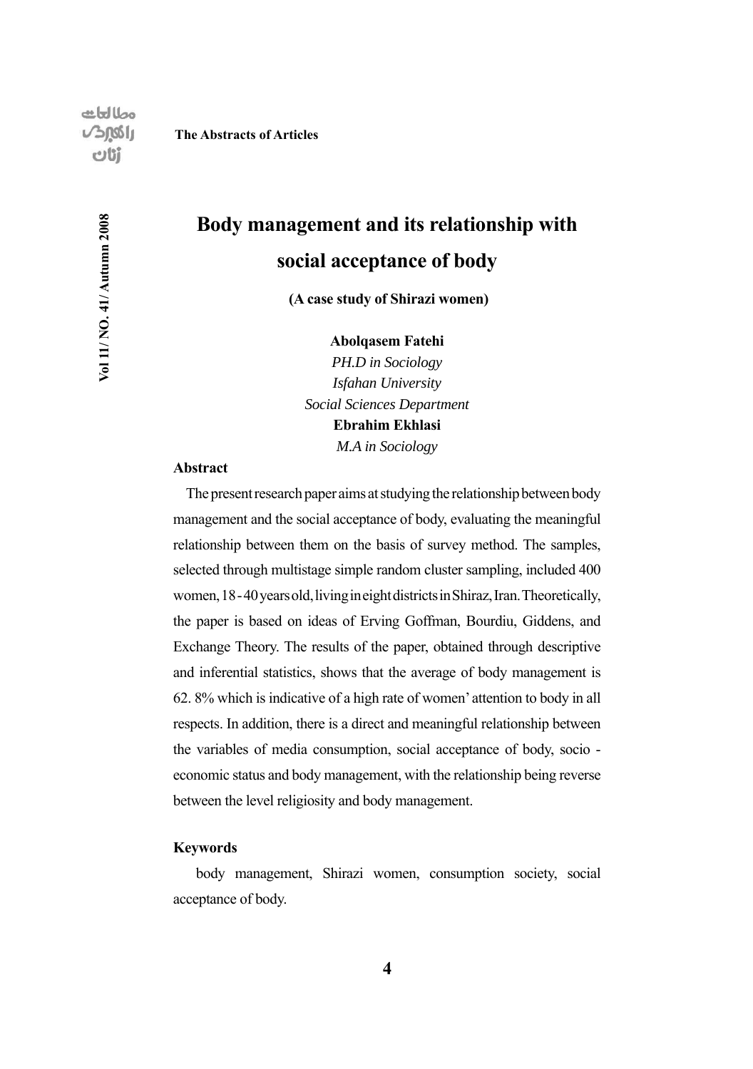# Body management and its relationship with social acceptance of body

**(A case study of Shirazi women)**

**Abolqasem Fatehi**
*PH.D in Sociology*
*Isfahan University*
*Social Sciences Department*

**Ebrahim Ekhlasi**
*M.A in Sociology*

### Abstract

The present research paper aims at studying the relationship between body management and the social acceptance of body, evaluating the meaningful relationship between them on the basis of survey method. The samples, selected through multistage simple random cluster sampling, included 400 women, 18 - 40 years old, living in eight districts in Shiraz, Iran. Theoretically, the paper is based on ideas of Erving Goffman, Bourdiu, Giddens, and Exchange Theory. The results of the paper, obtained through descriptive and inferential statistics, shows that the average of body management is 62. 8% which is indicative of a high rate of women' attention to body in all respects. In addition, there is a direct and meaningful relationship between the variables of media consumption, social acceptance of body, socio - economic status and body management, with the relationship being reverse between the level religiosity and body management.

### Keywords

body management, Shirazi women, consumption society, social acceptance of body.